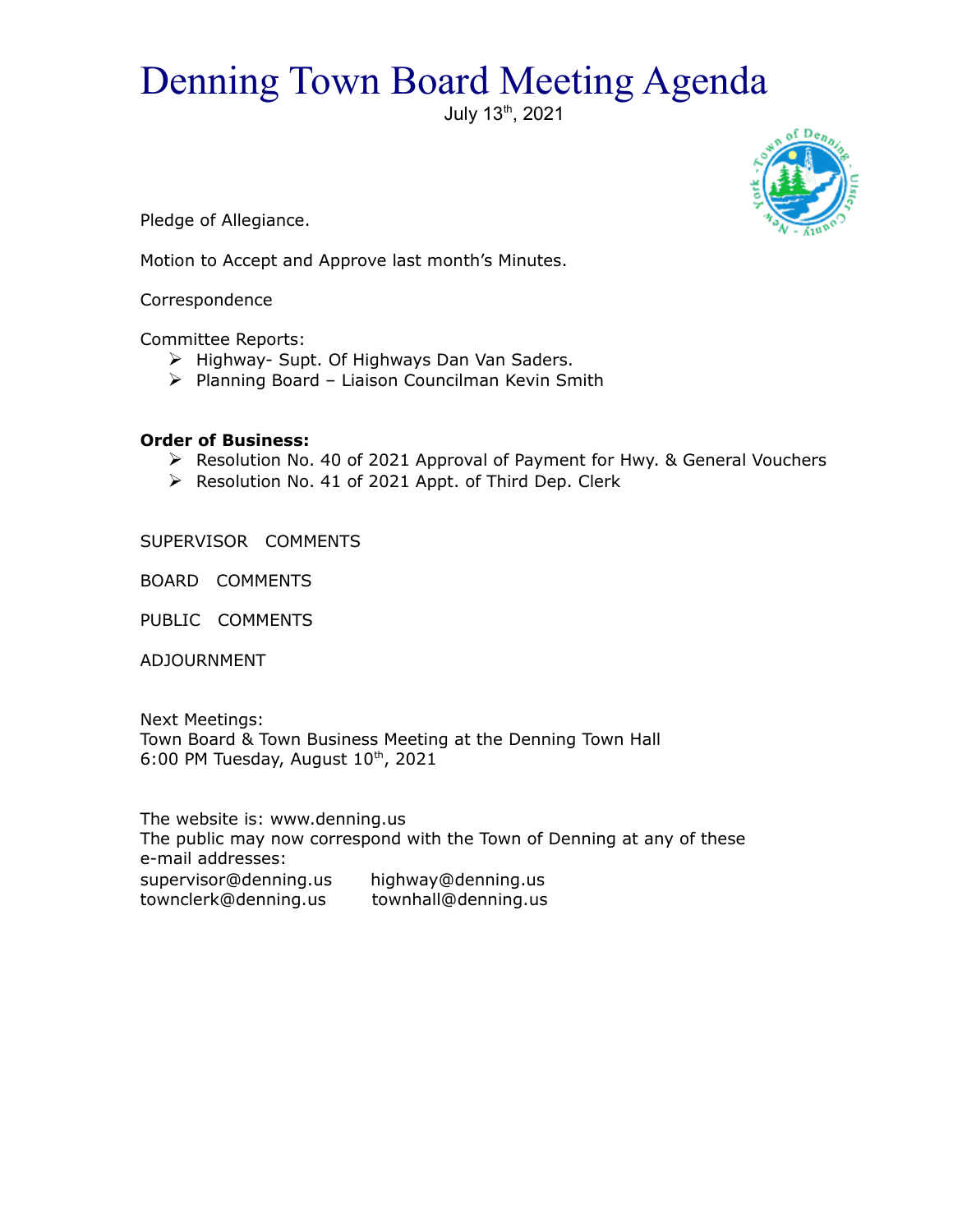# Denning Town Board Meeting Agenda

July 13th, 2021

Pledge of Allegiance.

Motion to Accept and Approve last month's Minutes.

Correspondence

Committee Reports:

- Highway- Supt. Of Highways Dan Van Saders.
- Planning Board – Liaison Councilman Kevin Smith

**Order of Business:**

- Resolution No. 40 of 2021 Approval of Payment for Hwy. & General Vouchers
- Resolution No. 41 of 2021 Appt. of Third Dep. Clerk

SUPERVISOR COMMENTS

BOARD COMMENTS

PUBLIC COMMENTS

ADJOURNMENT

Next Meetings:
Town Board & Town Business Meeting at the Denning Town Hall
6:00 PM Tuesday, August 10th, 2021

The website is: www.denning.us
The public may now correspond with the Town of Denning at any of these e-mail addresses:
supervisor@denning.us highway@denning.us
townclerk@denning.us townhall@denning.us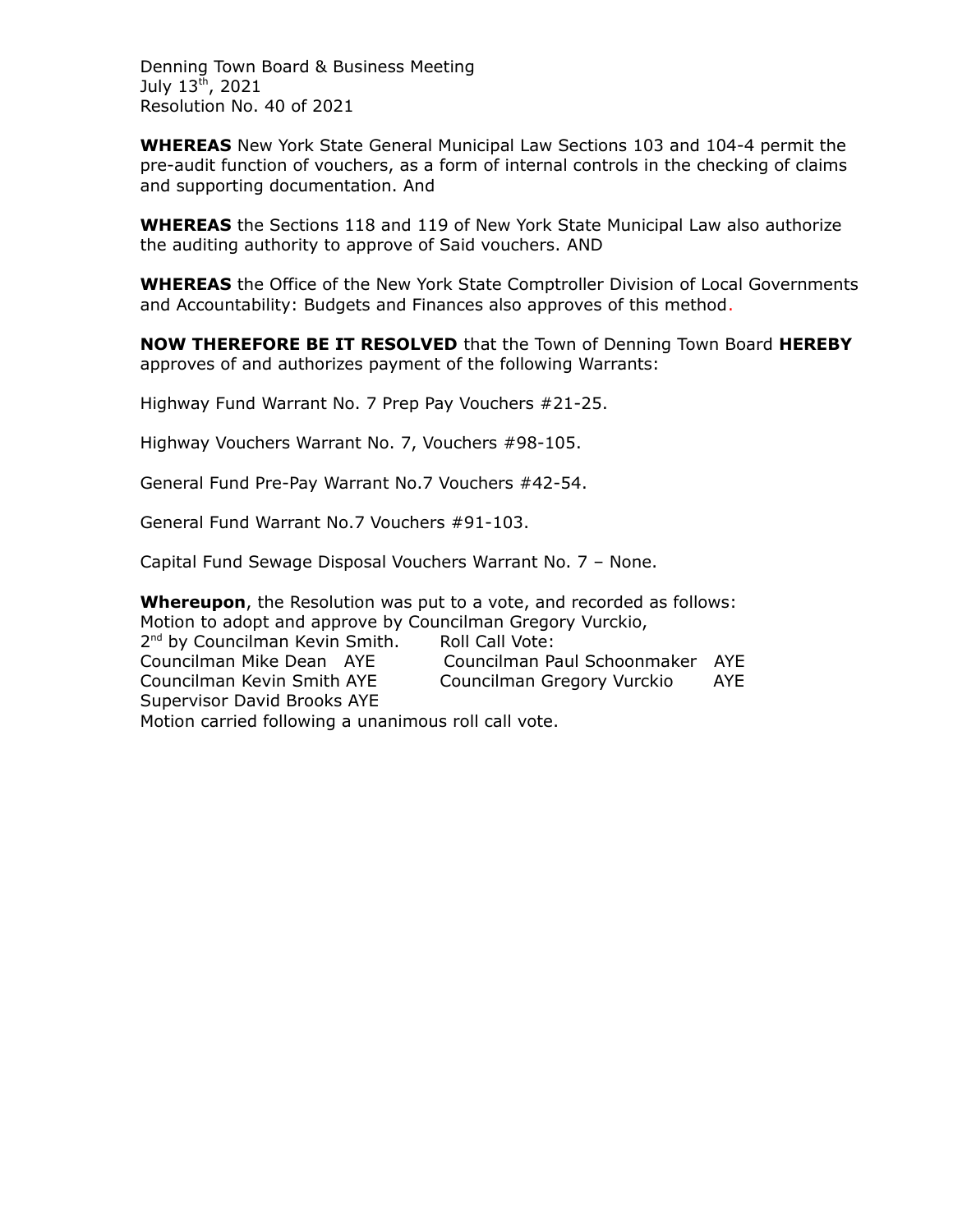Denning Town Board & Business Meeting
July 13th, 2021
Resolution No. 40 of 2021

**WHEREAS** New York State General Municipal Law Sections 103 and 104-4 permit the pre-audit function of vouchers, as a form of internal controls in the checking of claims and supporting documentation. And

**WHEREAS** the Sections 118 and 119 of New York State Municipal Law also authorize the auditing authority to approve of Said vouchers. AND

**WHEREAS** the Office of the New York State Comptroller Division of Local Governments and Accountability: Budgets and Finances also approves of this method.

**NOW THEREFORE BE IT RESOLVED** that the Town of Denning Town Board **HEREBY** approves of and authorizes payment of the following Warrants:

Highway Fund Warrant No. 7 Prep Pay Vouchers #21-25.

Highway Vouchers Warrant No. 7, Vouchers #98-105.

General Fund Pre-Pay Warrant No.7 Vouchers #42-54.

General Fund Warrant No.7 Vouchers #91-103.

Capital Fund Sewage Disposal Vouchers Warrant No. 7 – None.

**Whereupon**, the Resolution was put to a vote, and recorded as follows:
Motion to adopt and approve by Councilman Gregory Vurckio,
2nd by Councilman Kevin Smith. Roll Call Vote:
Councilman Mike Dean AYE Councilman Paul Schoonmaker AYE
Councilman Kevin Smith AYE Councilman Gregory Vurckio AYE
Supervisor David Brooks AYE
Motion carried following a unanimous roll call vote.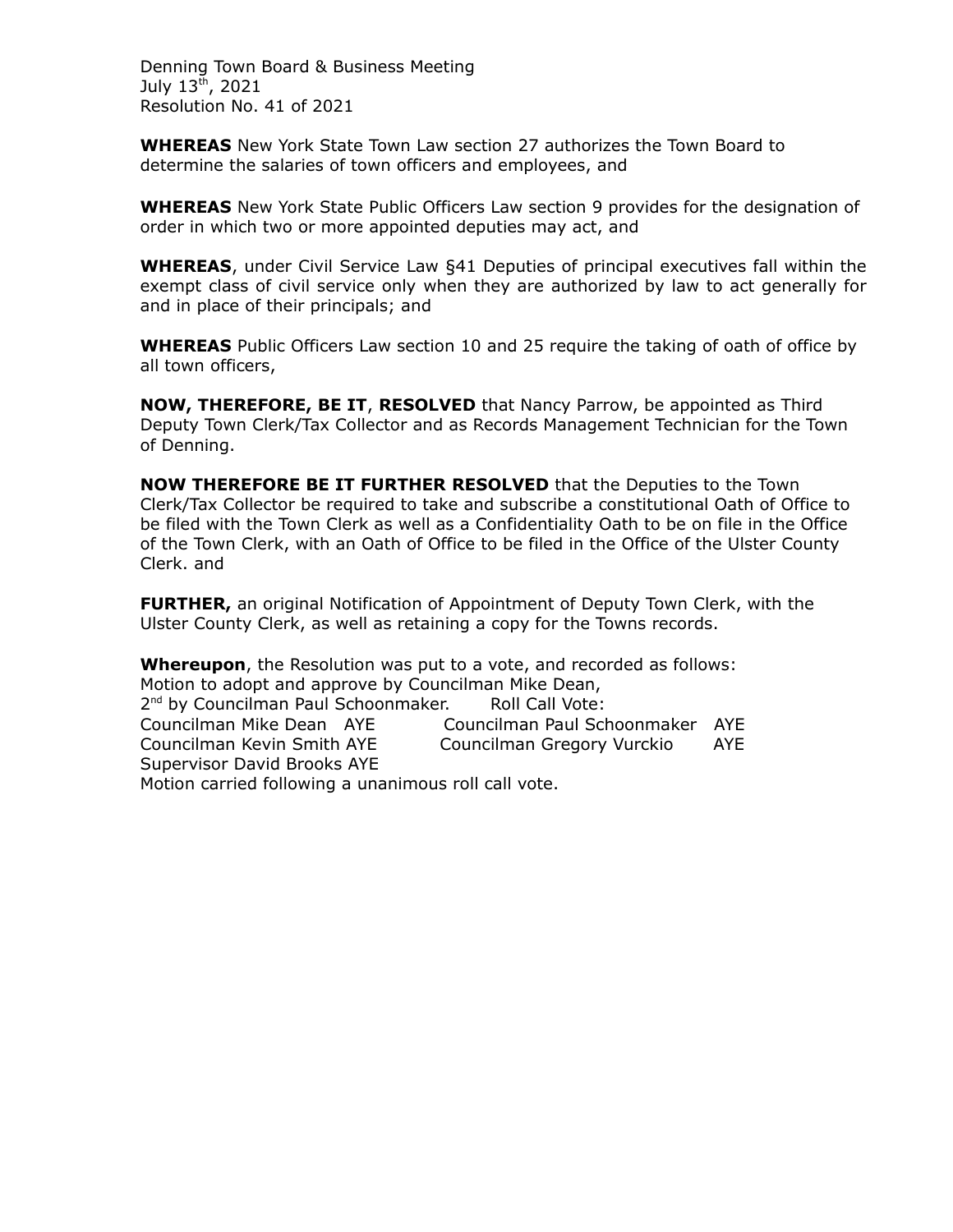Denning Town Board & Business Meeting
July 13th, 2021
Resolution No. 41 of 2021

**WHEREAS** New York State Town Law section 27 authorizes the Town Board to determine the salaries of town officers and employees, and

**WHEREAS** New York State Public Officers Law section 9 provides for the designation of order in which two or more appointed deputies may act, and

**WHEREAS**, under Civil Service Law §41 Deputies of principal executives fall within the exempt class of civil service only when they are authorized by law to act generally for and in place of their principals; and

**WHEREAS** Public Officers Law section 10 and 25 require the taking of oath of office by all town officers,

**NOW, THEREFORE, BE IT**, **RESOLVED** that Nancy Parrow, be appointed as Third Deputy Town Clerk/Tax Collector and as Records Management Technician for the Town of Denning.

**NOW THEREFORE BE IT FURTHER RESOLVED** that the Deputies to the Town Clerk/Tax Collector be required to take and subscribe a constitutional Oath of Office to be filed with the Town Clerk as well as a Confidentiality Oath to be on file in the Office of the Town Clerk, with an Oath of Office to be filed in the Office of the Ulster County Clerk. and

**FURTHER,** an original Notification of Appointment of Deputy Town Clerk, with the Ulster County Clerk, as well as retaining a copy for the Towns records.

**Whereupon**, the Resolution was put to a vote, and recorded as follows:
Motion to adopt and approve by Councilman Mike Dean,
2nd by Councilman Paul Schoonmaker. Roll Call Vote:
Councilman Mike Dean AYE Councilman Paul Schoonmaker AYE
Councilman Kevin Smith AYE Councilman Gregory Vurckio AYE
Supervisor David Brooks AYE
Motion carried following a unanimous roll call vote.